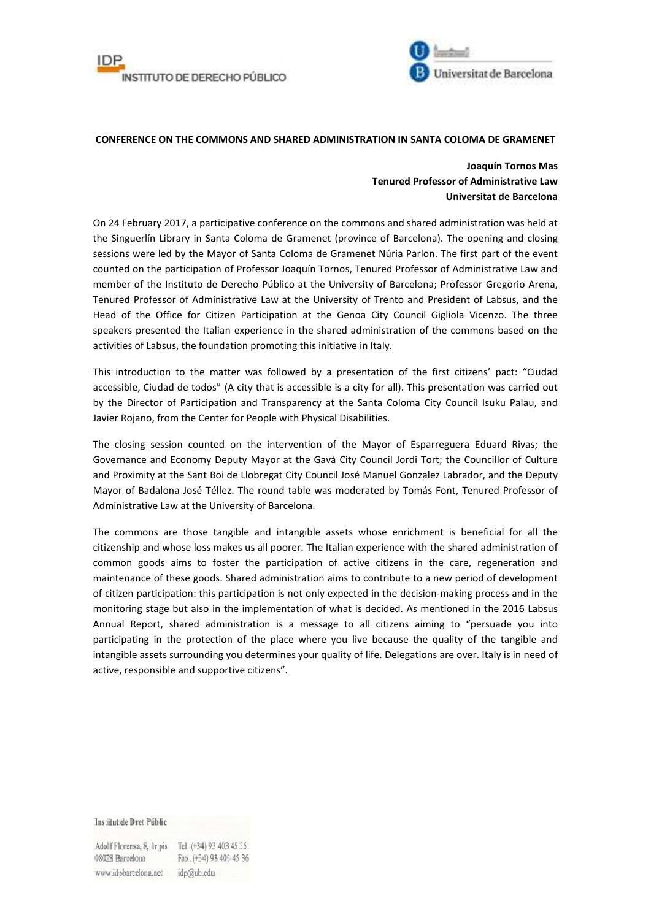IDP
INSTITUTO DE DERECHO PÚBLICO

Universitat de Barcelona

**CONFERENCE ON THE COMMONS AND SHARED ADMINISTRATION IN SANTA COLOMA DE GRAMENET**

**Joaquín Tornos Mas**
**Tenured Professor of Administrative Law**
**Universitat de Barcelona**

On 24 February 2017, a participative conference on the commons and shared administration was held at the Singuerlín Library in Santa Coloma de Gramenet (province of Barcelona). The opening and closing sessions were led by the Mayor of Santa Coloma de Gramenet Núria Parlon. The first part of the event counted on the participation of Professor Joaquín Tornos, Tenured Professor of Administrative Law and member of the Instituto de Derecho Público at the University of Barcelona; Professor Gregorio Arena, Tenured Professor of Administrative Law at the University of Trento and President of Labsus, and the Head of the Office for Citizen Participation at the Genoa City Council Gigliola Vicenzo. The three speakers presented the Italian experience in the shared administration of the commons based on the activities of Labsus, the foundation promoting this initiative in Italy.

This introduction to the matter was followed by a presentation of the first citizens' pact: "Ciudad accessible, Ciudad de todos" (A city that is accessible is a city for all). This presentation was carried out by the Director of Participation and Transparency at the Santa Coloma City Council Isuku Palau, and Javier Rojano, from the Center for People with Physical Disabilities.

The closing session counted on the intervention of the Mayor of Esparreguera Eduard Rivas; the Governance and Economy Deputy Mayor at the Gavà City Council Jordi Tort; the Councillor of Culture and Proximity at the Sant Boi de Llobregat City Council José Manuel Gonzalez Labrador, and the Deputy Mayor of Badalona José Téllez. The round table was moderated by Tomás Font, Tenured Professor of Administrative Law at the University of Barcelona.

The commons are those tangible and intangible assets whose enrichment is beneficial for all the citizenship and whose loss makes us all poorer. The Italian experience with the shared administration of common goods aims to foster the participation of active citizens in the care, regeneration and maintenance of these goods. Shared administration aims to contribute to a new period of development of citizen participation: this participation is not only expected in the decision-making process and in the monitoring stage but also in the implementation of what is decided. As mentioned in the 2016 Labsus Annual Report, shared administration is a message to all citizens aiming to "persuade you into participating in the protection of the place where you live because the quality of the tangible and intangible assets surrounding you determines your quality of life. Delegations are over. Italy is in need of active, responsible and supportive citizens".

Institut de Dret Públic

Adolf Florensa, 8, Ir pis
08028 Barcelona
www.idpbarcelona.net

Tel. (+34) 93 403 45 35
Fax. (+34) 93 403 45 36
idp@ub.edu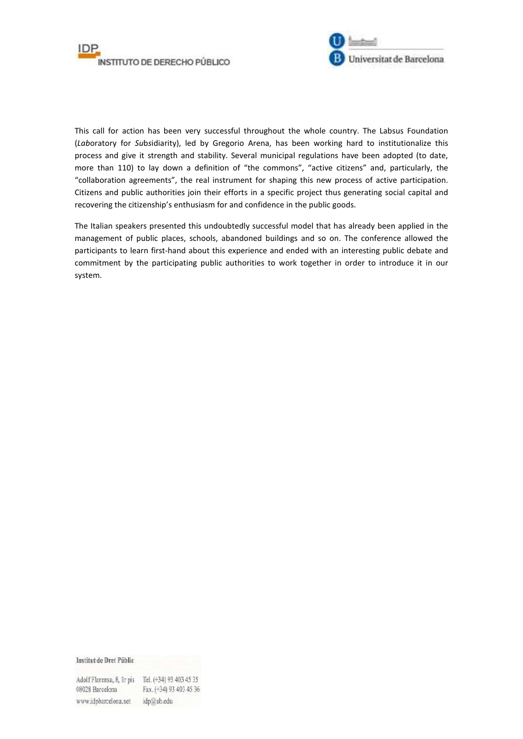This call for action has been very successful throughout the whole country. The Labsus Foundation (*Lab*oratory for *Sub*sidiarity), led by Gregorio Arena, has been working hard to institutionalize this process and give it strength and stability. Several municipal regulations have been adopted (to date, more than 110) to lay down a definition of "the commons", "active citizens" and, particularly, the "collaboration agreements", the real instrument for shaping this new process of active participation. Citizens and public authorities join their efforts in a specific project thus generating social capital and recovering the citizenship's enthusiasm for and confidence in the public goods.

The Italian speakers presented this undoubtedly successful model that has already been applied in the management of public places, schools, abandoned buildings and so on. The conference allowed the participants to learn first-hand about this experience and ended with an interesting public debate and commitment by the participating public authorities to work together in order to introduce it in our system.